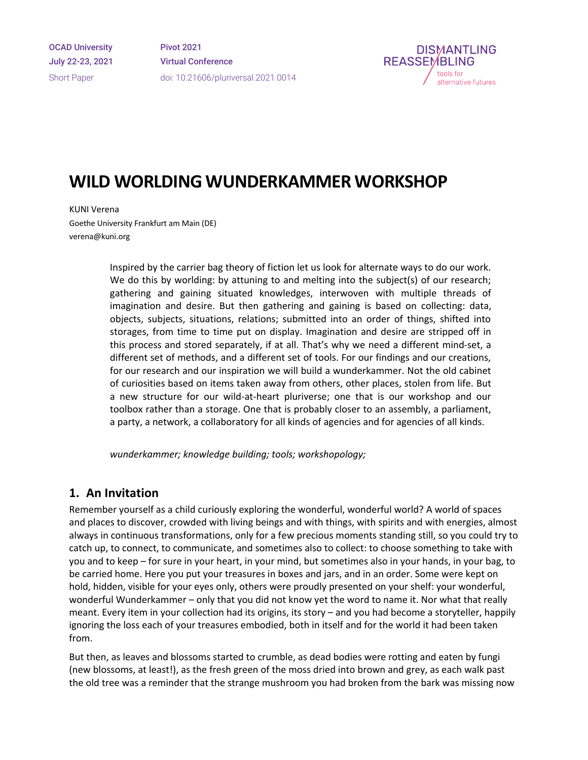# WILD WORLDING WUNDERKAMMER WORKSHOP

KUNI Verena
Goethe University Frankfurt am Main (DE)
verena@kuni.org

Inspired by the carrier bag theory of fiction let us look for alternate ways to do our work. We do this by worlding: by attuning to and melting into the subject(s) of our research; gathering and gaining situated knowledges, interwoven with multiple threads of imagination and desire. But then gathering and gaining is based on collecting: data, objects, subjects, situations, relations; submitted into an order of things, shifted into storages, from time to time put on display. Imagination and desire are stripped off in this process and stored separately, if at all. That's why we need a different mind-set, a different set of methods, and a different set of tools. For our findings and our creations, for our research and our inspiration we will build a wunderkammer. Not the old cabinet of curiosities based on items taken away from others, other places, stolen from life. But a new structure for our wild-at-heart pluriverse; one that is our workshop and our toolbox rather than a storage. One that is probably closer to an assembly, a parliament, a party, a network, a collaboratory for all kinds of agencies and for agencies of all kinds.

*wunderkammer; knowledge building; tools; workshopology;*

## 1. An Invitation

Remember yourself as a child curiously exploring the wonderful, wonderful world? A world of spaces and places to discover, crowded with living beings and with things, with spirits and with energies, almost always in continuous transformations, only for a few precious moments standing still, so you could try to catch up, to connect, to communicate, and sometimes also to collect: to choose something to take with you and to keep – for sure in your heart, in your mind, but sometimes also in your hands, in your bag, to be carried home. Here you put your treasures in boxes and jars, and in an order. Some were kept on hold, hidden, visible for your eyes only, others were proudly presented on your shelf: your wonderful, wonderful Wunderkammer – only that you did not know yet the word to name it. Nor what that really meant. Every item in your collection had its origins, its story – and you had become a storyteller, happily ignoring the loss each of your treasures embodied, both in itself and for the world it had been taken from.

But then, as leaves and blossoms started to crumble, as dead bodies were rotting and eaten by fungi (new blossoms, at least!), as the fresh green of the moss dried into brown and grey, as each walk past the old tree was a reminder that the strange mushroom you had broken from the bark was missing now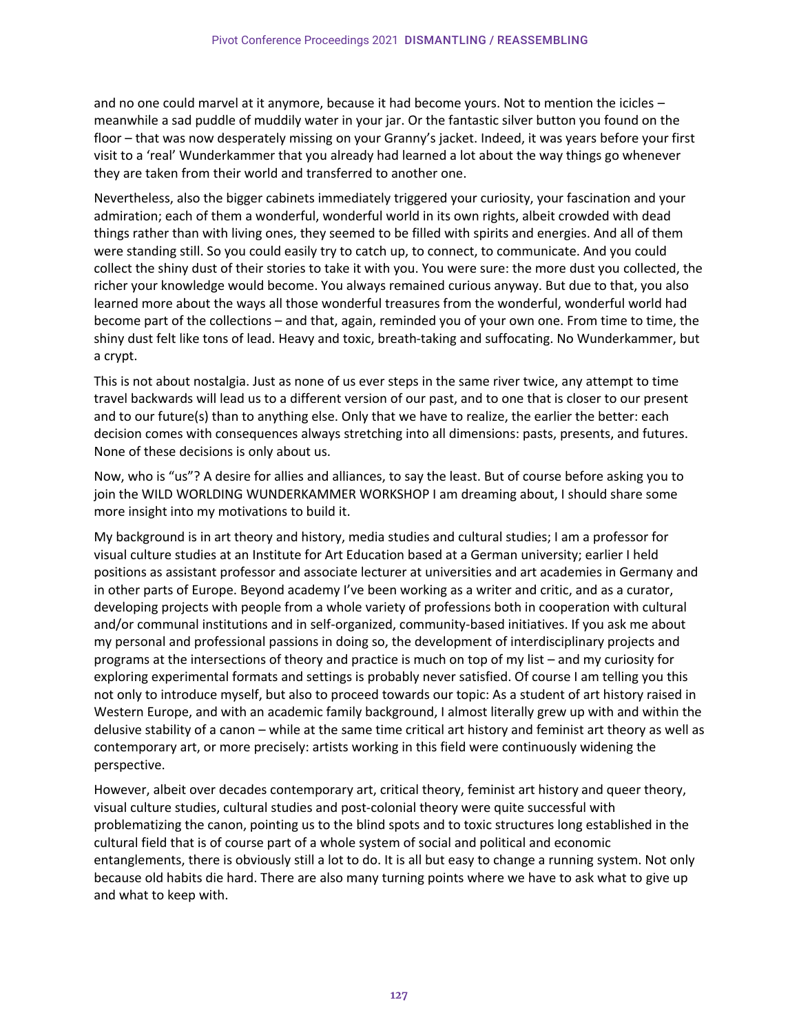and no one could marvel at it anymore, because it had become yours. Not to mention the icicles – meanwhile a sad puddle of muddily water in your jar. Or the fantastic silver button you found on the floor – that was now desperately missing on your Granny's jacket. Indeed, it was years before your first visit to a 'real' Wunderkammer that you already had learned a lot about the way things go whenever they are taken from their world and transferred to another one.

Nevertheless, also the bigger cabinets immediately triggered your curiosity, your fascination and your admiration; each of them a wonderful, wonderful world in its own rights, albeit crowded with dead things rather than with living ones, they seemed to be filled with spirits and energies. And all of them were standing still. So you could easily try to catch up, to connect, to communicate. And you could collect the shiny dust of their stories to take it with you. You were sure: the more dust you collected, the richer your knowledge would become. You always remained curious anyway. But due to that, you also learned more about the ways all those wonderful treasures from the wonderful, wonderful world had become part of the collections – and that, again, reminded you of your own one. From time to time, the shiny dust felt like tons of lead. Heavy and toxic, breath-taking and suffocating. No Wunderkammer, but a crypt.

This is not about nostalgia. Just as none of us ever steps in the same river twice, any attempt to time travel backwards will lead us to a different version of our past, and to one that is closer to our present and to our future(s) than to anything else. Only that we have to realize, the earlier the better: each decision comes with consequences always stretching into all dimensions: pasts, presents, and futures. None of these decisions is only about us.

Now, who is "us"? A desire for allies and alliances, to say the least. But of course before asking you to join the WILD WORLDING WUNDERKAMMER WORKSHOP I am dreaming about, I should share some more insight into my motivations to build it.

My background is in art theory and history, media studies and cultural studies; I am a professor for visual culture studies at an Institute for Art Education based at a German university; earlier I held positions as assistant professor and associate lecturer at universities and art academies in Germany and in other parts of Europe. Beyond academy I've been working as a writer and critic, and as a curator, developing projects with people from a whole variety of professions both in cooperation with cultural and/or communal institutions and in self-organized, community-based initiatives. If you ask me about my personal and professional passions in doing so, the development of interdisciplinary projects and programs at the intersections of theory and practice is much on top of my list – and my curiosity for exploring experimental formats and settings is probably never satisfied. Of course I am telling you this not only to introduce myself, but also to proceed towards our topic: As a student of art history raised in Western Europe, and with an academic family background, I almost literally grew up with and within the delusive stability of a canon – while at the same time critical art history and feminist art theory as well as contemporary art, or more precisely: artists working in this field were continuously widening the perspective.

However, albeit over decades contemporary art, critical theory, feminist art history and queer theory, visual culture studies, cultural studies and post-colonial theory were quite successful with problematizing the canon, pointing us to the blind spots and to toxic structures long established in the cultural field that is of course part of a whole system of social and political and economic entanglements, there is obviously still a lot to do. It is all but easy to change a running system. Not only because old habits die hard. There are also many turning points where we have to ask what to give up and what to keep with.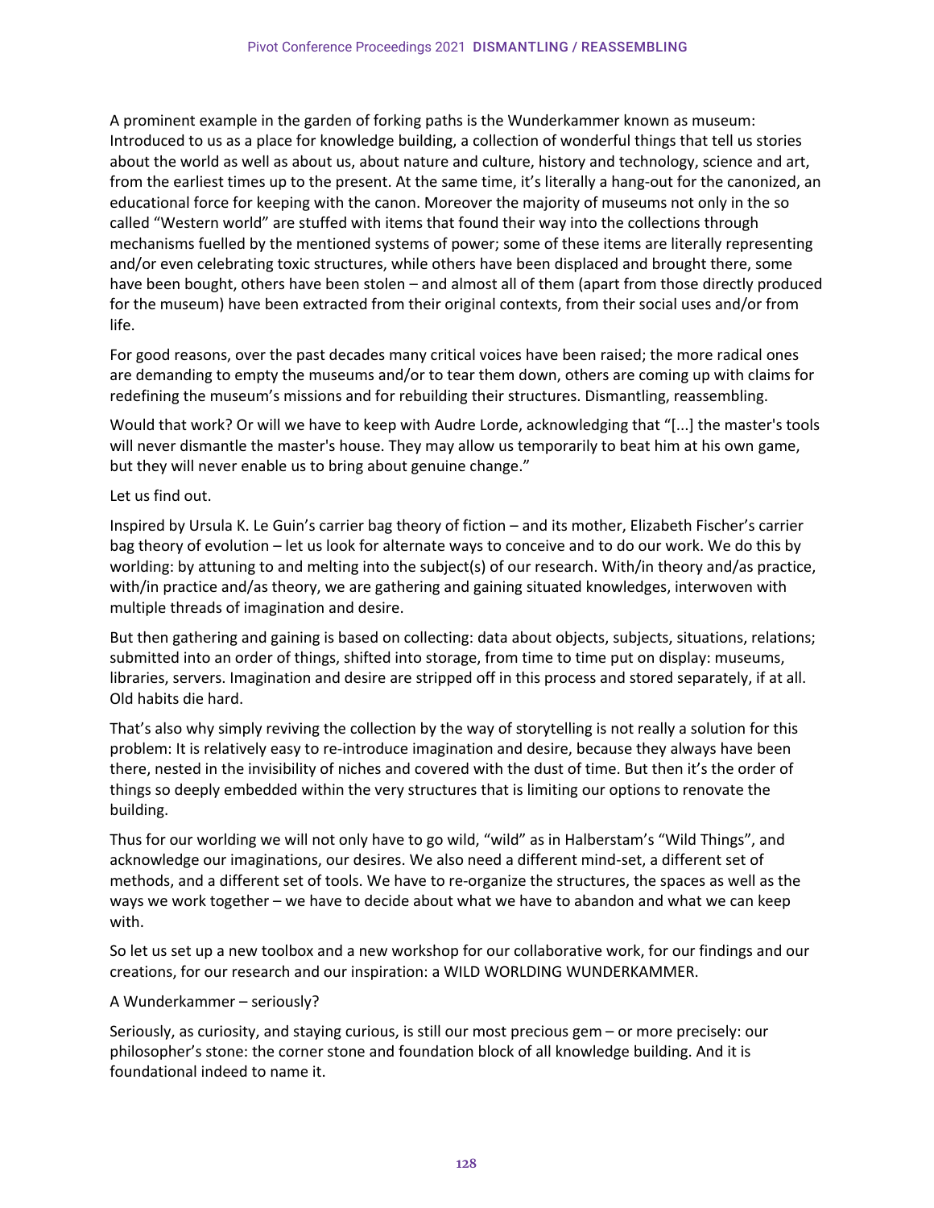A prominent example in the garden of forking paths is the Wunderkammer known as museum: Introduced to us as a place for knowledge building, a collection of wonderful things that tell us stories about the world as well as about us, about nature and culture, history and technology, science and art, from the earliest times up to the present. At the same time, it's literally a hang-out for the canonized, an educational force for keeping with the canon. Moreover the majority of museums not only in the so called "Western world" are stuffed with items that found their way into the collections through mechanisms fuelled by the mentioned systems of power; some of these items are literally representing and/or even celebrating toxic structures, while others have been displaced and brought there, some have been bought, others have been stolen – and almost all of them (apart from those directly produced for the museum) have been extracted from their original contexts, from their social uses and/or from life.

For good reasons, over the past decades many critical voices have been raised; the more radical ones are demanding to empty the museums and/or to tear them down, others are coming up with claims for redefining the museum's missions and for rebuilding their structures. Dismantling, reassembling.

Would that work? Or will we have to keep with Audre Lorde, acknowledging that "[...] the master's tools will never dismantle the master's house. They may allow us temporarily to beat him at his own game, but they will never enable us to bring about genuine change."

Let us find out.

Inspired by Ursula K. Le Guin's carrier bag theory of fiction – and its mother, Elizabeth Fischer's carrier bag theory of evolution – let us look for alternate ways to conceive and to do our work. We do this by worlding: by attuning to and melting into the subject(s) of our research. With/in theory and/as practice, with/in practice and/as theory, we are gathering and gaining situated knowledges, interwoven with multiple threads of imagination and desire.

But then gathering and gaining is based on collecting: data about objects, subjects, situations, relations; submitted into an order of things, shifted into storage, from time to time put on display: museums, libraries, servers. Imagination and desire are stripped off in this process and stored separately, if at all. Old habits die hard.

That's also why simply reviving the collection by the way of storytelling is not really a solution for this problem: It is relatively easy to re-introduce imagination and desire, because they always have been there, nested in the invisibility of niches and covered with the dust of time. But then it's the order of things so deeply embedded within the very structures that is limiting our options to renovate the building.

Thus for our worlding we will not only have to go wild, "wild" as in Halberstam's "Wild Things", and acknowledge our imaginations, our desires. We also need a different mind-set, a different set of methods, and a different set of tools. We have to re-organize the structures, the spaces as well as the ways we work together – we have to decide about what we have to abandon and what we can keep with.

So let us set up a new toolbox and a new workshop for our collaborative work, for our findings and our creations, for our research and our inspiration: a WILD WORLDING WUNDERKAMMER.

A Wunderkammer – seriously?

Seriously, as curiosity, and staying curious, is still our most precious gem – or more precisely: our philosopher's stone: the corner stone and foundation block of all knowledge building. And it is foundational indeed to name it.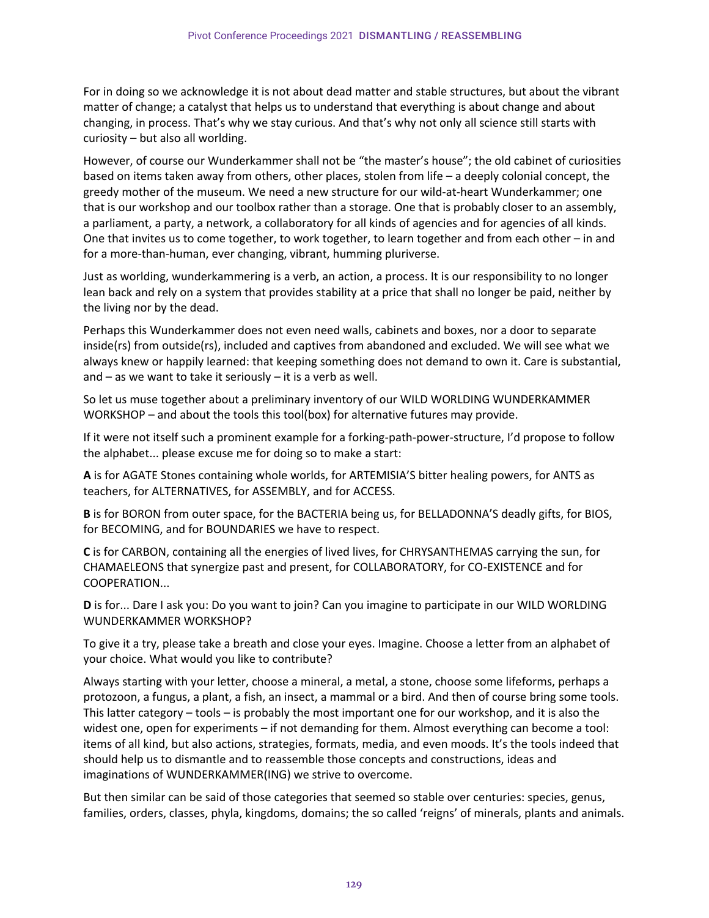For in doing so we acknowledge it is not about dead matter and stable structures, but about the vibrant matter of change; a catalyst that helps us to understand that everything is about change and about changing, in process. That's why we stay curious. And that's why not only all science still starts with curiosity – but also all worlding.

However, of course our Wunderkammer shall not be "the master's house"; the old cabinet of curiosities based on items taken away from others, other places, stolen from life – a deeply colonial concept, the greedy mother of the museum. We need a new structure for our wild-at-heart Wunderkammer; one that is our workshop and our toolbox rather than a storage. One that is probably closer to an assembly, a parliament, a party, a network, a collaboratory for all kinds of agencies and for agencies of all kinds. One that invites us to come together, to work together, to learn together and from each other – in and for a more-than-human, ever changing, vibrant, humming pluriverse.

Just as worlding, wunderkammering is a verb, an action, a process. It is our responsibility to no longer lean back and rely on a system that provides stability at a price that shall no longer be paid, neither by the living nor by the dead.

Perhaps this Wunderkammer does not even need walls, cabinets and boxes, nor a door to separate inside(rs) from outside(rs), included and captives from abandoned and excluded. We will see what we always knew or happily learned: that keeping something does not demand to own it. Care is substantial, and – as we want to take it seriously – it is a verb as well.

So let us muse together about a preliminary inventory of our WILD WORLDING WUNDERKAMMER WORKSHOP – and about the tools this tool(box) for alternative futures may provide.

If it were not itself such a prominent example for a forking-path-power-structure, I'd propose to follow the alphabet... please excuse me for doing so to make a start:

**A** is for AGATE Stones containing whole worlds, for ARTEMISIA'S bitter healing powers, for ANTS as teachers, for ALTERNATIVES, for ASSEMBLY, and for ACCESS.

**B** is for BORON from outer space, for the BACTERIA being us, for BELLADONNA'S deadly gifts, for BIOS, for BECOMING, and for BOUNDARIES we have to respect.

**C** is for CARBON, containing all the energies of lived lives, for CHRYSANTHEMAS carrying the sun, for CHAMAELEONS that synergize past and present, for COLLABORATORY, for CO-EXISTENCE and for COOPERATION...

**D** is for... Dare I ask you: Do you want to join? Can you imagine to participate in our WILD WORLDING WUNDERKAMMER WORKSHOP?

To give it a try, please take a breath and close your eyes. Imagine. Choose a letter from an alphabet of your choice. What would you like to contribute?

Always starting with your letter, choose a mineral, a metal, a stone, choose some lifeforms, perhaps a protozoon, a fungus, a plant, a fish, an insect, a mammal or a bird. And then of course bring some tools. This latter category – tools – is probably the most important one for our workshop, and it is also the widest one, open for experiments – if not demanding for them. Almost everything can become a tool: items of all kind, but also actions, strategies, formats, media, and even moods. It's the tools indeed that should help us to dismantle and to reassemble those concepts and constructions, ideas and imaginations of WUNDERKAMMER(ING) we strive to overcome.

But then similar can be said of those categories that seemed so stable over centuries: species, genus, families, orders, classes, phyla, kingdoms, domains; the so called 'reigns' of minerals, plants and animals.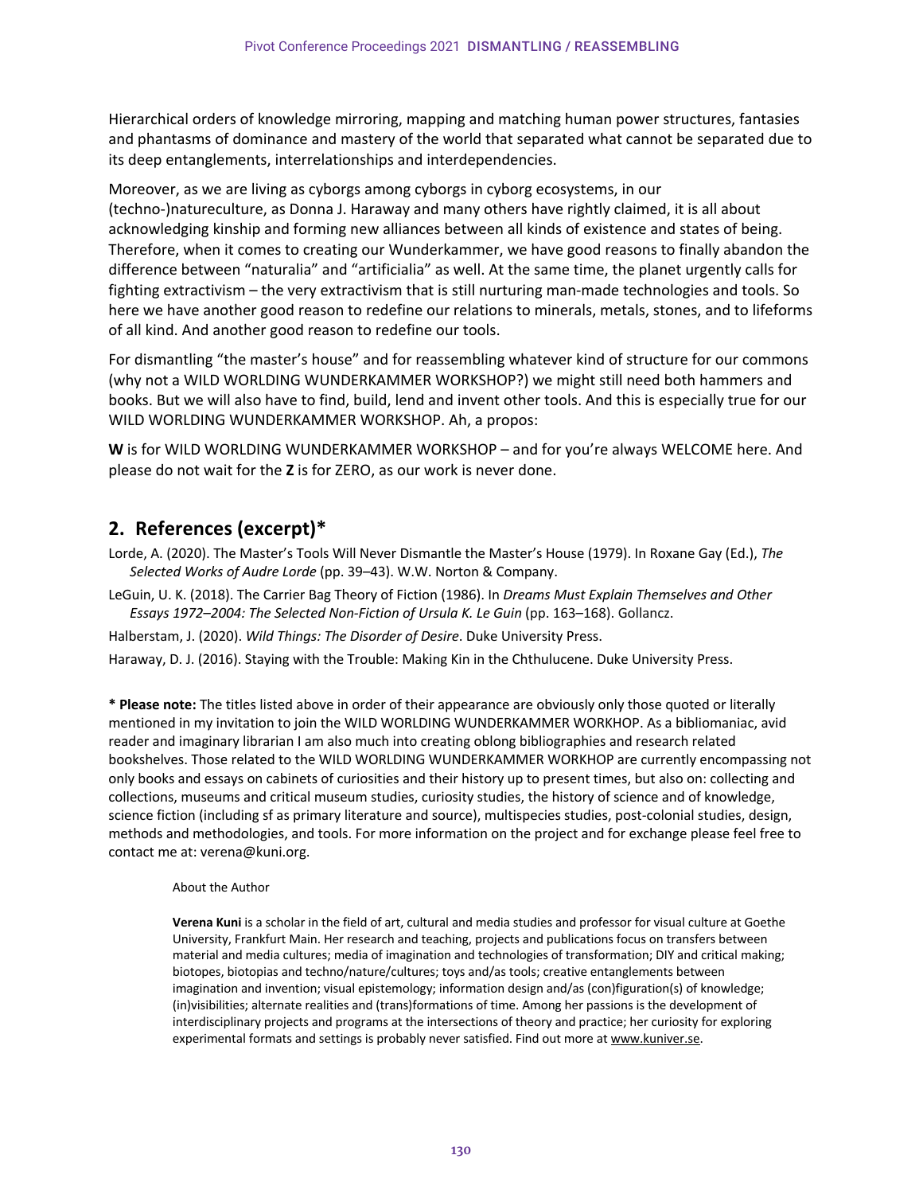Hierarchical orders of knowledge mirroring, mapping and matching human power structures, fantasies and phantasms of dominance and mastery of the world that separated what cannot be separated due to its deep entanglements, interrelationships and interdependencies.

Moreover, as we are living as cyborgs among cyborgs in cyborg ecosystems, in our (techno-)natureculture, as Donna J. Haraway and many others have rightly claimed, it is all about acknowledging kinship and forming new alliances between all kinds of existence and states of being. Therefore, when it comes to creating our Wunderkammer, we have good reasons to finally abandon the difference between "naturalia" and "artificialia" as well. At the same time, the planet urgently calls for fighting extractivism – the very extractivism that is still nurturing man-made technologies and tools. So here we have another good reason to redefine our relations to minerals, metals, stones, and to lifeforms of all kind. And another good reason to redefine our tools.

For dismantling "the master's house" and for reassembling whatever kind of structure for our commons (why not a WILD WORLDING WUNDERKAMMER WORKSHOP?) we might still need both hammers and books. But we will also have to find, build, lend and invent other tools. And this is especially true for our WILD WORLDING WUNDERKAMMER WORKSHOP. Ah, a propos:

**W** is for WILD WORLDING WUNDERKAMMER WORKSHOP – and for you're always WELCOME here. And please do not wait for the **Z** is for ZERO, as our work is never done.

## 2. References (excerpt)*

Lorde, A. (2020). The Master's Tools Will Never Dismantle the Master's House (1979). In Roxane Gay (Ed.), *The Selected Works of Audre Lorde* (pp. 39–43). W.W. Norton & Company.

LeGuin, U. K. (2018). The Carrier Bag Theory of Fiction (1986). In *Dreams Must Explain Themselves and Other Essays 1972–2004: The Selected Non-Fiction of Ursula K. Le Guin* (pp. 163–168). Gollancz.

Halberstam, J. (2020). *Wild Things: The Disorder of Desire*. Duke University Press.

Haraway, D. J. (2016). Staying with the Trouble: Making Kin in the Chthulucene. Duke University Press.

**\* Please note:** The titles listed above in order of their appearance are obviously only those quoted or literally mentioned in my invitation to join the WILD WORLDING WUNDERKAMMER WORKHOP. As a bibliomaniac, avid reader and imaginary librarian I am also much into creating oblong bibliographies and research related bookshelves. Those related to the WILD WORLDING WUNDERKAMMER WORKHOP are currently encompassing not only books and essays on cabinets of curiosities and their history up to present times, but also on: collecting and collections, museums and critical museum studies, curiosity studies, the history of science and of knowledge, science fiction (including sf as primary literature and source), multispecies studies, post-colonial studies, design, methods and methodologies, and tools. For more information on the project and for exchange please feel free to contact me at: verena@kuni.org.

About the Author

**Verena Kuni** is a scholar in the field of art, cultural and media studies and professor for visual culture at Goethe University, Frankfurt Main. Her research and teaching, projects and publications focus on transfers between material and media cultures; media of imagination and technologies of transformation; DIY and critical making; biotopes, biotopias and techno/nature/cultures; toys and/as tools; creative entanglements between imagination and invention; visual epistemology; information design and/as (con)figuration(s) of knowledge; (in)visibilities; alternate realities and (trans)formations of time. Among her passions is the development of interdisciplinary projects and programs at the intersections of theory and practice; her curiosity for exploring experimental formats and settings is probably never satisfied. Find out more at www.kuniver.se.